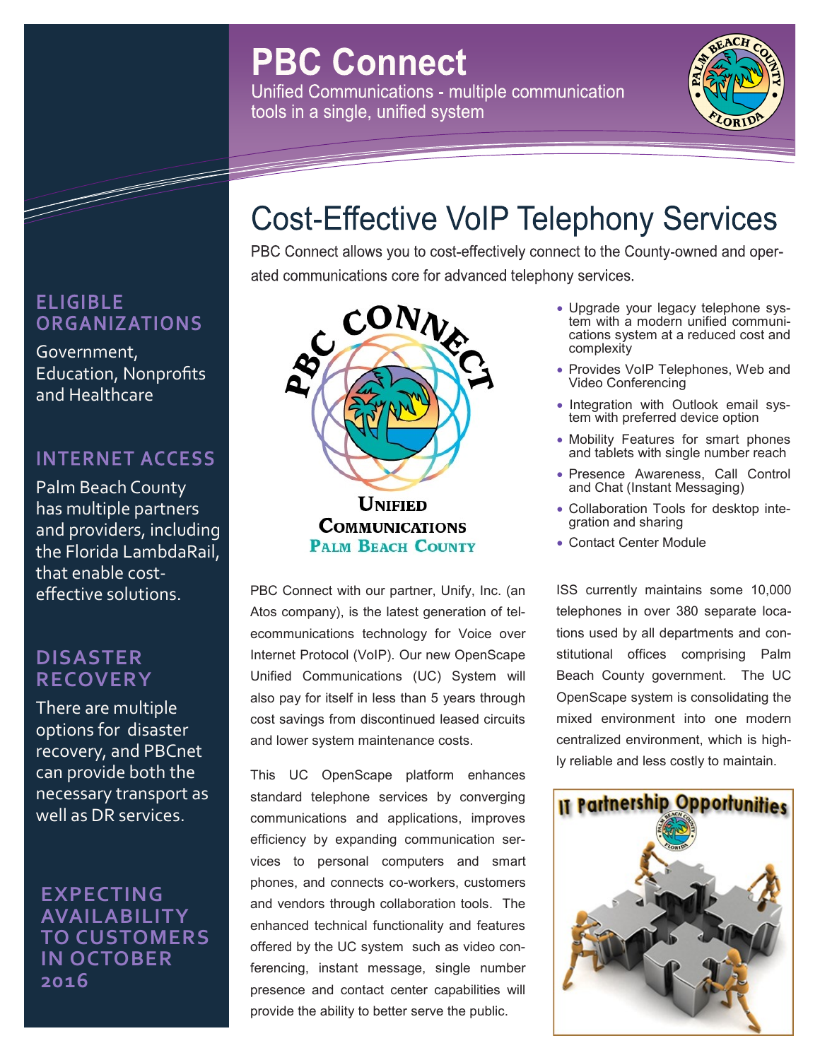# PBC Connect

Unified Communications - multiple communication tools in a single, unified system

## Cost-Effective VoIP Telephony Services

PBC Connect allows you to cost-effectively connect to the County-owned and operated communications core for advanced telephony services.

- Upgrade your legacy telephone system with a modern unified communications system at a reduced cost and complexity
- Provides VoIP Telephones, Web and Video Conferencing
- Integration with Outlook email system with preferred device option
- Mobility Features for smart phones and tablets with single number reach
- Presence Awareness, Call Control and Chat (Instant Messaging)
- Collaboration Tools for desktop integration and sharing
- Contact Center Module

PBC Connect with our partner, Unify, Inc. (an Atos company), is the latest generation of telecommunications technology for Voice over Internet Protocol (VoIP). Our new OpenScape Unified Communications (UC) System will also pay for itself in less than 5 years through cost savings from discontinued leased circuits and lower system maintenance costs.

This UC OpenScape platform enhances standard telephone services by converging communications and applications, improves efficiency by expanding communication services to personal computers and smart phones, and connects co-workers, customers and vendors through collaboration tools. The enhanced technical functionality and features offered by the UC system such as video conferencing, instant message, single number presence and contact center capabilities will provide the ability to better serve the public.

ISS currently maintains some 10,000 telephones in over 380 separate locations used by all departments and constitutional offices comprising Palm Beach County government. The UC OpenScape system is consolidating the mixed environment into one modern centralized environment, which is highly reliable and less costly to maintain.

### ELIGIBLE ORGANIZATIONS

Government, Education, Nonprofits and Healthcare

### INTERNET ACCESS

Palm Beach County has multiple partners and providers, including the Florida LambdaRail, that enable cost-effective solutions.

### DISASTER RECOVERY

There are multiple options for disaster recovery, and PBCnet can provide both the necessary transport as well as DR services.

### EXPECTING AVAILABILITY TO CUSTOMERS IN OCTOBER 2016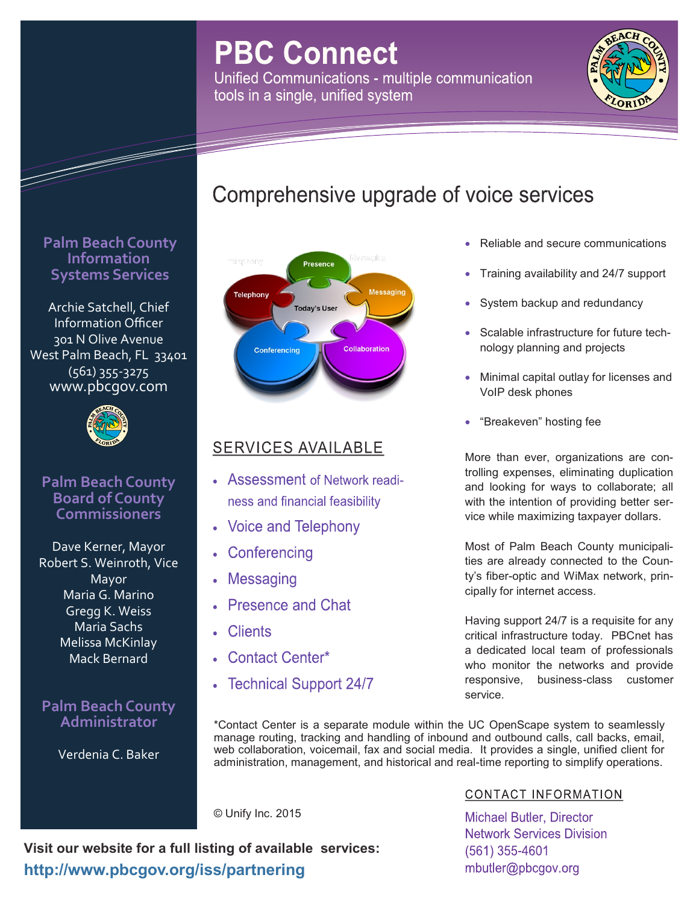# PBC Connect

Unified Communications - multiple communication tools in a single, unified system

## Comprehensive upgrade of voice services

Telephony
Presence
Messaging
Today's User
Conferencing
Collaboration

## SERVICES AVAILABLE

- Assessment of Network readiness and financial feasibility
- Voice and Telephony
- Conferencing
- Messaging
- Presence and Chat
- Clients
- Contact Center*
- Technical Support 24/7

- Reliable and secure communications
- Training availability and 24/7 support
- System backup and redundancy
- Scalable infrastructure for future technology planning and projects
- Minimal capital outlay for licenses and VoIP desk phones
- "Breakeven" hosting fee

More than ever, organizations are controlling expenses, eliminating duplication and looking for ways to collaborate; all with the intention of providing better service while maximizing taxpayer dollars.

Most of Palm Beach County municipalities are already connected to the County's fiber-optic and WiMax network, principally for internet access.

Having support 24/7 is a requisite for any critical infrastructure today. PBCnet has a dedicated local team of professionals who monitor the networks and provide responsive, business-class customer service.

*Contact Center is a separate module within the UC OpenScape system to seamlessly manage routing, tracking and handling of inbound and outbound calls, call backs, email, web collaboration, voicemail, fax and social media. It provides a single, unified client for administration, management, and historical and real-time reporting to simplify operations.

© Unify Inc. 2015

## CONTACT INFORMATION

Michael Butler, Director
Network Services Division
(561) 355-4601
mbutler@pbcgov.org

### Palm Beach County Information Systems Services

Archie Satchell, Chief Information Officer
301 N Olive Avenue
West Palm Beach, FL 33401
(561) 355-3275
www.pbcgov.com

### Palm Beach County Board of County Commissioners

Dave Kerner, Mayor
Robert S. Weinroth, Vice Mayor
Maria G. Marino
Gregg K. Weiss
Maria Sachs
Melissa McKinlay
Mack Bernard

### Palm Beach County Administrator

Verdenia C. Baker

**Visit our website for a full listing of available services:**
**http://www.pbcgov.org/iss/partnering**